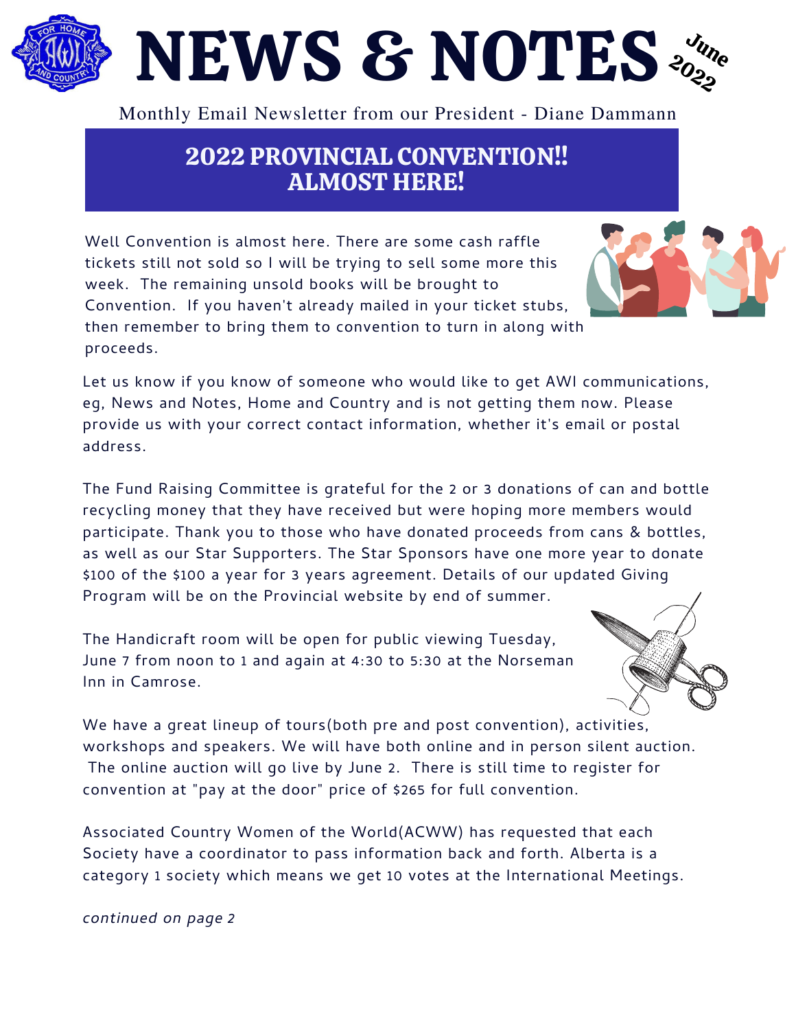# NEWS & NOTES

June 2022

Monthly Email Newsletter from our President - Diane Dammann

## 2022 PROVINCIAL CONVENTION!! ALMOST HERE!

Well Convention is almost here. There are some cash raffle tickets still not sold so I will be trying to sell some more this week. The remaining unsold books will be brought to Convention. If you haven't already mailed in your ticket stubs, then remember to bring them to convention to turn in along with proceeds.

Let us know if you know of someone who would like to get AWI communications, eg, News and Notes, Home and Country and is not getting them now. Please provide us with your correct contact information, whether it's email or postal address.

The Fund Raising Committee is grateful for the 2 or 3 donations of can and bottle recycling money that they have received but were hoping more members would participate. Thank you to those who have donated proceeds from cans & bottles, as well as our Star Supporters. The Star Sponsors have one more year to donate $100 of the $100 a year for 3 years agreement. Details of our updated Giving Program will be on the Provincial website by end of summer.

The Handicraft room will be open for public viewing Tuesday, June 7 from noon to 1 and again at 4:30 to 5:30 at the Norseman Inn in Camrose.

We have a great lineup of tours(both pre and post convention), activities, workshops and speakers. We will have both online and in person silent auction. The online auction will go live by June 2. There is still time to register for convention at "pay at the door" price of $265 for full convention.

Associated Country Women of the World(ACWW) has requested that each Society have a coordinator to pass information back and forth. Alberta is a category 1 society which means we get 10 votes at the International Meetings.

*continued on page 2*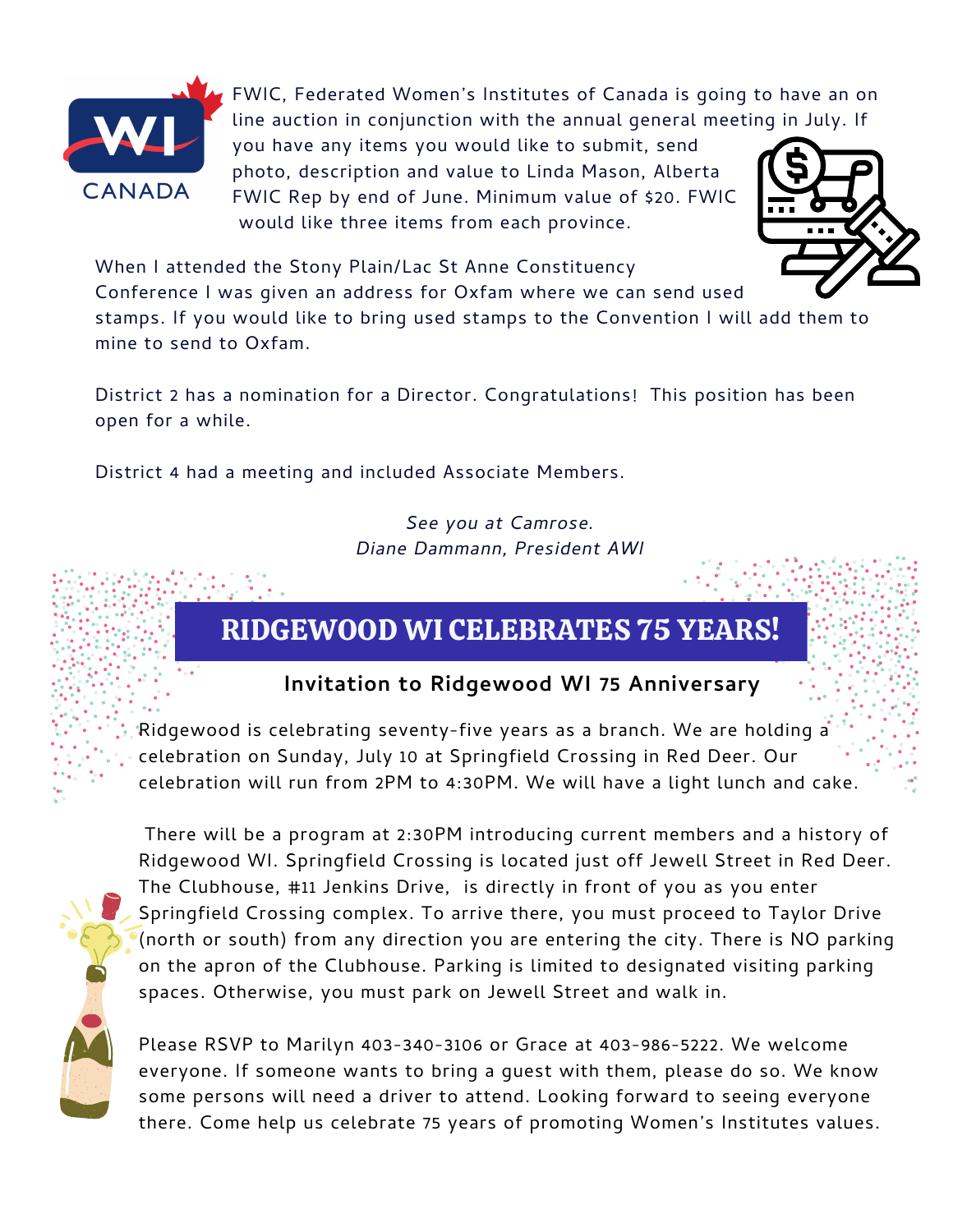FWIC, Federated Women's Institutes of Canada is going to have an on line auction in conjunction with the annual general meeting in July. If you have any items you would like to submit, send photo, description and value to Linda Mason, Alberta FWIC Rep by end of June. Minimum value of $20. FWIC would like three items from each province.

When I attended the Stony Plain/Lac St Anne Constituency Conference I was given an address for Oxfam where we can send used stamps. If you would like to bring used stamps to the Convention I will add them to mine to send to Oxfam.

District 2 has a nomination for a Director. Congratulations! This position has been open for a while.

District 4 had a meeting and included Associate Members.

*See you at Camrose.*
*Diane Dammann, President AWI*

# RIDGEWOOD WI CELEBRATES 75 YEARS!

**Invitation to Ridgewood WI 75 Anniversary**

Ridgewood is celebrating seventy-five years as a branch. We are holding a celebration on Sunday, July 10 at Springfield Crossing in Red Deer. Our celebration will run from 2PM to 4:30PM. We will have a light lunch and cake.

There will be a program at 2:30PM introducing current members and a history of Ridgewood WI. Springfield Crossing is located just off Jewell Street in Red Deer. The Clubhouse, #11 Jenkins Drive, is directly in front of you as you enter Springfield Crossing complex. To arrive there, you must proceed to Taylor Drive (north or south) from any direction you are entering the city. There is NO parking on the apron of the Clubhouse. Parking is limited to designated visiting parking spaces. Otherwise, you must park on Jewell Street and walk in.

Please RSVP to Marilyn 403-340-3106 or Grace at 403-986-5222. We welcome everyone. If someone wants to bring a guest with them, please do so. We know some persons will need a driver to attend. Looking forward to seeing everyone there. Come help us celebrate 75 years of promoting Women's Institutes values.